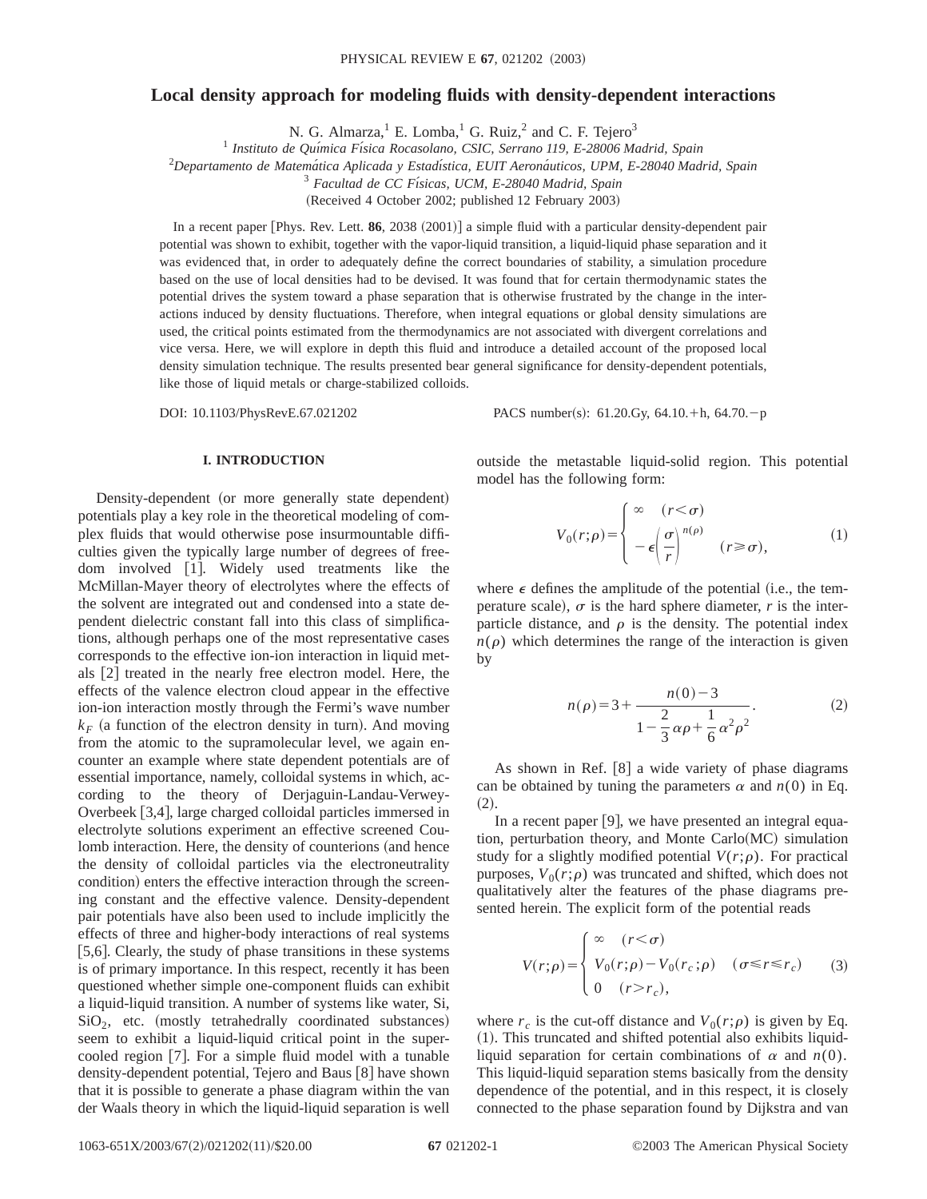# Local density approach for modeling fluids with density-dependent interactions

N. G. Almarza,[1] E. Lomba,[1] G. Ruiz,[2] and C. F. Tejero[3]

[1] *Instituto de Química Física Rocasolano, CSIC, Serrano 119, E-28006 Madrid, Spain*

[2] *Departamento de Matemática Aplicada y Estadística, EUIT Aeronáuticos, UPM, E-28040 Madrid, Spain*

[3] *Facultad de CC Físicas, UCM, E-28040 Madrid, Spain*

(Received 4 October 2002; published 12 February 2003)

In a recent paper [Phys. Rev. Lett. **86**, 2038 (2001)] a simple fluid with a particular density-dependent pair potential was shown to exhibit, together with the vapor-liquid transition, a liquid-liquid phase separation and it was evidenced that, in order to adequately define the correct boundaries of stability, a simulation procedure based on the use of local densities had to be devised. It was found that for certain thermodynamic states the potential drives the system toward a phase separation that is otherwise frustrated by the change in the interactions induced by density fluctuations. Therefore, when integral equations or global density simulations are used, the critical points estimated from the thermodynamics are not associated with divergent correlations and vice versa. Here, we will explore in depth this fluid and introduce a detailed account of the proposed local density simulation technique. The results presented bear general significance for density-dependent potentials, like those of liquid metals or charge-stabilized colloids.

DOI: 10.1103/PhysRevE.67.021202 PACS number(s): 61.20.Gy, 64.10.+h, 64.70.−p

## I. INTRODUCTION

Density-dependent (or more generally state dependent) potentials play a key role in the theoretical modeling of complex fluids that would otherwise pose insurmountable difficulties given the typically large number of degrees of freedom involved [1]. Widely used treatments like the McMillan-Mayer theory of electrolytes where the effects of the solvent are integrated out and condensed into a state dependent dielectric constant fall into this class of simplifications, although perhaps one of the most representative cases corresponds to the effective ion-ion interaction in liquid metals [2] treated in the nearly free electron model. Here, the effects of the valence electron cloud appear in the effective ion-ion interaction mostly through the Fermi's wave number $k_F$ (a function of the electron density in turn). And moving from the atomic to the supramolecular level, we again encounter an example where state dependent potentials are of essential importance, namely, colloidal systems in which, according to the theory of Derjaguin-Landau-Verwey-Overbeek [3,4], large charged colloidal particles immersed in electrolyte solutions experiment an effective screened Coulomb interaction. Here, the density of counterions (and hence the density of colloidal particles via the electroneutrality condition) enters the effective interaction through the screening constant and the effective valence. Density-dependent pair potentials have also been used to include implicitly the effects of three and higher-body interactions of real systems [5,6]. Clearly, the study of phase transitions in these systems is of primary importance. In this respect, recently it has been questioned whether simple one-component fluids can exhibit a liquid-liquid transition. A number of systems like water, Si, $SiO_2$, etc. (mostly tetrahedrally coordinated substances) seem to exhibit a liquid-liquid critical point in the supercooled region [7]. For a simple fluid model with a tunable density-dependent potential, Tejero and Baus [8] have shown that it is possible to generate a phase diagram within the van der Waals theory in which the liquid-liquid separation is well outside the metastable liquid-solid region. This potential model has the following form:

$$V_0(r;\rho)=\begin{cases}\infty & (r<\sigma)\\ -\epsilon\left(\dfrac{\sigma}{r}\right)^{n(\rho)} & (r\geqslant\sigma),\end{cases} \tag{1}$$

where $\epsilon$ defines the amplitude of the potential (i.e., the temperature scale), $\sigma$ is the hard sphere diameter, $r$ is the interparticle distance, and $\rho$ is the density. The potential index $n(\rho)$ which determines the range of the interaction is given by

$$n(\rho)=3+\frac{n(0)-3}{1-\frac{2}{3}\alpha\rho+\frac{1}{6}\alpha^2\rho^2}. \tag{2}$$

As shown in Ref. [8] a wide variety of phase diagrams can be obtained by tuning the parameters $\alpha$ and $n(0)$ in Eq. (2).

In a recent paper [9], we have presented an integral equation, perturbation theory, and Monte Carlo(MC) simulation study for a slightly modified potential $V(r;\rho)$. For practical purposes, $V_0(r;\rho)$ was truncated and shifted, which does not qualitatively alter the features of the phase diagrams presented herein. The explicit form of the potential reads

$$V(r;\rho)=\begin{cases}\infty & (r<\sigma)\\ V_0(r;\rho)-V_0(r_c;\rho) & (\sigma\leqslant r\leqslant r_c)\\ 0 & (r>r_c),\end{cases} \tag{3}$$

where $r_c$ is the cut-off distance and $V_0(r;\rho)$ is given by Eq. (1). This truncated and shifted potential also exhibits liquid-liquid separation for certain combinations of $\alpha$ and $n(0)$. This liquid-liquid separation stems basically from the density dependence of the potential, and in this respect, it is closely connected to the phase separation found by Dijkstra and van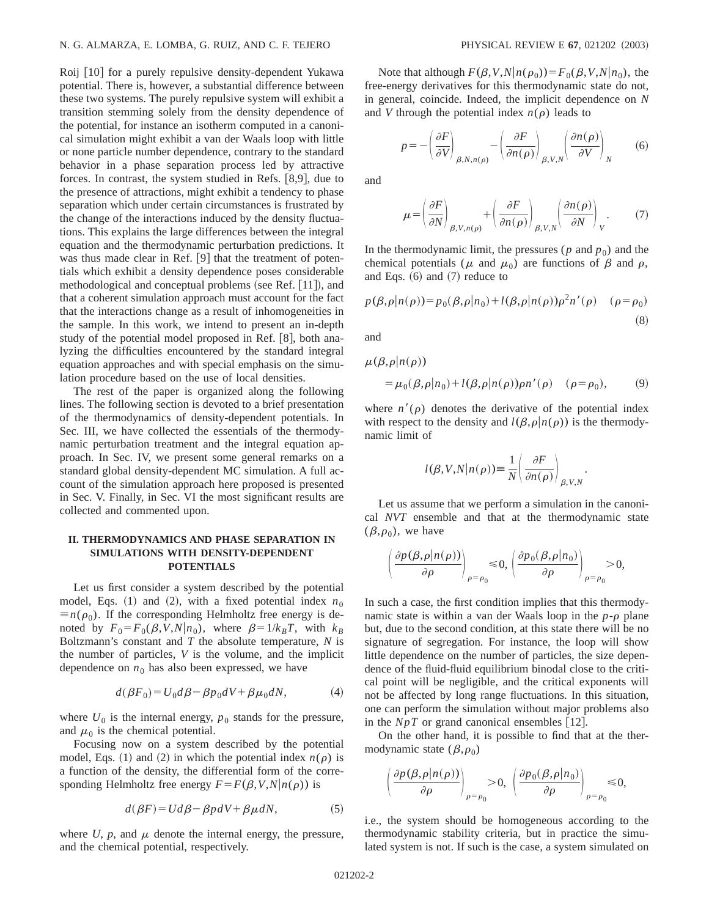Roij [10] for a purely repulsive density-dependent Yukawa potential. There is, however, a substantial difference between these two systems. The purely repulsive system will exhibit a transition stemming solely from the density dependence of the potential, for instance an isotherm computed in a canonical simulation might exhibit a van der Waals loop with little or none particle number dependence, contrary to the standard behavior in a phase separation process led by attractive forces. In contrast, the system studied in Refs. [8,9], due to the presence of attractions, might exhibit a tendency to phase separation which under certain circumstances is frustrated by the change of the interactions induced by the density fluctuations. This explains the large differences between the integral equation and the thermodynamic perturbation predictions. It was thus made clear in Ref. [9] that the treatment of potentials which exhibit a density dependence poses considerable methodological and conceptual problems (see Ref. [11]), and that a coherent simulation approach must account for the fact that the interactions change as a result of inhomogeneities in the sample. In this work, we intend to present an in-depth study of the potential model proposed in Ref. [8], both analyzing the difficulties encountered by the standard integral equation approaches and with special emphasis on the simulation procedure based on the use of local densities.

The rest of the paper is organized along the following lines. The following section is devoted to a brief presentation of the thermodynamics of density-dependent potentials. In Sec. III, we have collected the essentials of the thermodynamic perturbation treatment and the integral equation approach. In Sec. IV, we present some general remarks on a standard global density-dependent MC simulation. A full account of the simulation approach here proposed is presented in Sec. V. Finally, in Sec. VI the most significant results are collected and commented upon.

## II. THERMODYNAMICS AND PHASE SEPARATION IN SIMULATIONS WITH DENSITY-DEPENDENT POTENTIALS

Let us first consider a system described by the potential model, Eqs. (1) and (2), with a fixed potential index $n_0 \equiv n(\rho_0)$. If the corresponding Helmholtz free energy is denoted by $F_0 = F_0(\beta, V, N|n_0)$, where $\beta = 1/k_B T$, with $k_B$ Boltzmann's constant and $T$ the absolute temperature, $N$ is the number of particles, $V$ is the volume, and the implicit dependence on $n_0$ has also been expressed, we have

$$d(\beta F_0) = U_0 d\beta - \beta p_0 dV + \beta \mu_0 dN, \tag{4}$$

where $U_0$ is the internal energy, $p_0$ stands for the pressure, and $\mu_0$ is the chemical potential.

Focusing now on a system described by the potential model, Eqs. (1) and (2) in which the potential index $n(\rho)$ is a function of the density, the differential form of the corresponding Helmholtz free energy $F = F(\beta, V, N|n(\rho))$ is

$$d(\beta F) = U d\beta - \beta p dV + \beta \mu dN, \tag{5}$$

where $U$, $p$, and $\mu$ denote the internal energy, the pressure, and the chemical potential, respectively.

Note that although $F(\beta, V, N|n(\rho_0)) = F_0(\beta, V, N|n_0)$, the free-energy derivatives for this thermodynamic state do not, in general, coincide. Indeed, the implicit dependence on $N$ and $V$ through the potential index $n(\rho)$ leads to

$$p = -\left(\frac{\partial F}{\partial V}\right)_{\beta, N, n(\rho)} - \left(\frac{\partial F}{\partial n(\rho)}\right)_{\beta, V, N} \left(\frac{\partial n(\rho)}{\partial V}\right)_N \tag{6}$$

and

$$\mu = \left(\frac{\partial F}{\partial N}\right)_{\beta, V, n(\rho)} + \left(\frac{\partial F}{\partial n(\rho)}\right)_{\beta, V, N} \left(\frac{\partial n(\rho)}{\partial N}\right)_V. \tag{7}$$

In the thermodynamic limit, the pressures ($p$ and $p_0$) and the chemical potentials ($\mu$ and $\mu_0$) are functions of $\beta$ and $\rho$, and Eqs. (6) and (7) reduce to

$$p(\beta, \rho|n(\rho)) = p_0(\beta, \rho|n_0) + l(\beta, \rho|n(\rho)) \rho^2 n'(\rho) \quad (\rho = \rho_0) \tag{8}$$

and

$$\mu(\beta, \rho|n(\rho)) = \mu_0(\beta, \rho|n_0) + l(\beta, \rho|n(\rho)) \rho n'(\rho) \quad (\rho = \rho_0), \tag{9}$$

where $n'(\rho)$ denotes the derivative of the potential index with respect to the density and $l(\beta, \rho|n(\rho))$ is the thermodynamic limit of

$$l(\beta, V, N|n(\rho)) \equiv \frac{1}{N} \left(\frac{\partial F}{\partial n(\rho)}\right)_{\beta, V, N}.$$

Let us assume that we perform a simulation in the canonical *NVT* ensemble and that at the thermodynamic state $(\beta, \rho_0)$, we have

$$\left(\frac{\partial p(\beta, \rho|n(\rho))}{\partial \rho}\right)_{\rho = \rho_0} \leqslant 0, \quad \left(\frac{\partial p_0(\beta, \rho|n_0)}{\partial \rho}\right)_{\rho = \rho_0} > 0,$$

In such a case, the first condition implies that this thermodynamic state is within a van der Waals loop in the $p$-$\rho$ plane but, due to the second condition, at this state there will be no signature of segregation. For instance, the loop will show little dependence on the number of particles, the size dependence of the fluid-fluid equilibrium binodal close to the critical point will be negligible, and the critical exponents will not be affected by long range fluctuations. In this situation, one can perform the simulation without major problems also in the *NpT* or grand canonical ensembles [12].

On the other hand, it is possible to find that at the thermodynamic state $(\beta, \rho_0)$

$$\left(\frac{\partial p(\beta, \rho|n(\rho))}{\partial \rho}\right)_{\rho = \rho_0} > 0, \quad \left(\frac{\partial p_0(\beta, \rho|n_0)}{\partial \rho}\right)_{\rho = \rho_0} \leqslant 0,$$

i.e., the system should be homogeneous according to the thermodynamic stability criteria, but in practice the simulated system is not. If such is the case, a system simulated on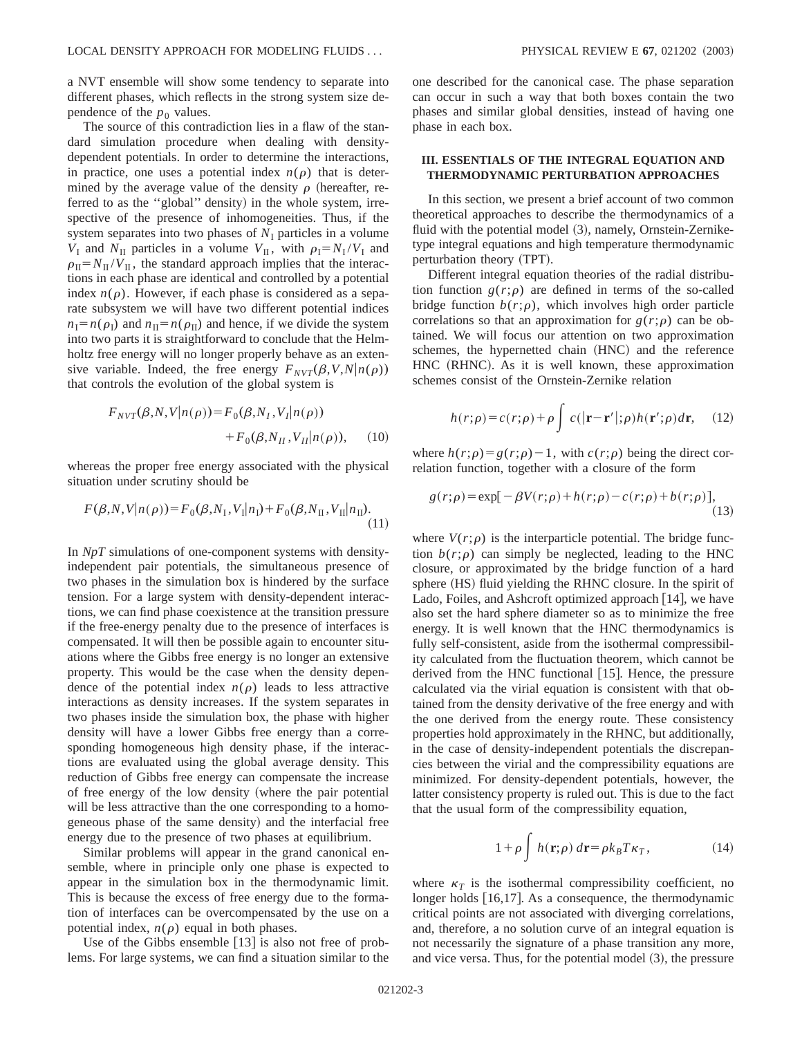a NVT ensemble will show some tendency to separate into different phases, which reflects in the strong system size dependence of the $p_0$ values.

The source of this contradiction lies in a flaw of the standard simulation procedure when dealing with density-dependent potentials. In order to determine the interactions, in practice, one uses a potential index $n(\rho)$ that is determined by the average value of the density $\rho$ (hereafter, referred to as the "global" density) in the whole system, irrespective of the presence of inhomogeneities. Thus, if the system separates into two phases of $N_{\mathrm{I}}$ particles in a volume $V_{\mathrm{I}}$ and $N_{\mathrm{II}}$ particles in a volume $V_{\mathrm{II}}$, with $\rho_{\mathrm{I}}=N_{\mathrm{I}}/V_{\mathrm{I}}$ and $\rho_{\mathrm{II}}=N_{\mathrm{II}}/V_{\mathrm{II}}$, the standard approach implies that the interactions in each phase are identical and controlled by a potential index $n(\rho)$. However, if each phase is considered as a separate subsystem we will have two different potential indices $n_{\mathrm{I}}=n(\rho_{\mathrm{I}})$ and $n_{\mathrm{II}}=n(\rho_{\mathrm{II}})$ and hence, if we divide the system into two parts it is straightforward to conclude that the Helmholtz free energy will no longer properly behave as an extensive variable. Indeed, the free energy $F_{NVT}(\beta,V,N|n(\rho))$ that controls the evolution of the global system is

$$F_{NVT}(\beta,N,V|n(\rho))=F_0(\beta,N_I,V_I|n(\rho))+F_0(\beta,N_{II},V_{II}|n(\rho)), \qquad (10)$$

whereas the proper free energy associated with the physical situation under scrutiny should be

$$F(\beta,N,V|n(\rho))=F_0(\beta,N_{\mathrm{I}},V_{\mathrm{I}}|n_{\mathrm{I}})+F_0(\beta,N_{\mathrm{II}},V_{\mathrm{II}}|n_{\mathrm{II}}). \qquad (11)$$

In *NpT* simulations of one-component systems with density-independent pair potentials, the simultaneous presence of two phases in the simulation box is hindered by the surface tension. For a large system with density-dependent interactions, we can find phase coexistence at the transition pressure if the free-energy penalty due to the presence of interfaces is compensated. It will then be possible again to encounter situations where the Gibbs free energy is no longer an extensive property. This would be the case when the density dependence of the potential index $n(\rho)$ leads to less attractive interactions as density increases. If the system separates in two phases inside the simulation box, the phase with higher density will have a lower Gibbs free energy than a corresponding homogeneous high density phase, if the interactions are evaluated using the global average density. This reduction of Gibbs free energy can compensate the increase of free energy of the low density (where the pair potential will be less attractive than the one corresponding to a homogeneous phase of the same density) and the interfacial free energy due to the presence of two phases at equilibrium.

Similar problems will appear in the grand canonical ensemble, where in principle only one phase is expected to appear in the simulation box in the thermodynamic limit. This is because the excess of free energy due to the formation of interfaces can be overcompensated by the use on a potential index, $n(\rho)$ equal in both phases.

Use of the Gibbs ensemble [13] is also not free of problems. For large systems, we can find a situation similar to the one described for the canonical case. The phase separation can occur in such a way that both boxes contain the two phases and similar global densities, instead of having one phase in each box.

## III. ESSENTIALS OF THE INTEGRAL EQUATION AND THERMODYNAMIC PERTURBATION APPROACHES

In this section, we present a brief account of two common theoretical approaches to describe the thermodynamics of a fluid with the potential model (3), namely, Ornstein-Zernike-type integral equations and high temperature thermodynamic perturbation theory (TPT).

Different integral equation theories of the radial distribution function $g(r;\rho)$ are defined in terms of the so-called bridge function $b(r;\rho)$, which involves high order particle correlations so that an approximation for $g(r;\rho)$ can be obtained. We will focus our attention on two approximation schemes, the hypernetted chain (HNC) and the reference HNC (RHNC). As it is well known, these approximation schemes consist of the Ornstein-Zernike relation

$$h(r;\rho)=c(r;\rho)+\rho\int c(|\mathbf{r}-\mathbf{r}'|;\rho)h(\mathbf{r}';\rho)d\mathbf{r}, \qquad (12)$$

where $h(r;\rho)=g(r;\rho)-1$, with $c(r;\rho)$ being the direct correlation function, together with a closure of the form

$$g(r;\rho)=\exp[-\beta V(r;\rho)+h(r;\rho)-c(r;\rho)+b(r;\rho)], \qquad (13)$$

where $V(r;\rho)$ is the interparticle potential. The bridge function $b(r;\rho)$ can simply be neglected, leading to the HNC closure, or approximated by the bridge function of a hard sphere (HS) fluid yielding the RHNC closure. In the spirit of Lado, Foiles, and Ashcroft optimized approach [14], we have also set the hard sphere diameter so as to minimize the free energy. It is well known that the HNC thermodynamics is fully self-consistent, aside from the isothermal compressibility calculated from the fluctuation theorem, which cannot be derived from the HNC functional [15]. Hence, the pressure calculated via the virial equation is consistent with that obtained from the density derivative of the free energy and with the one derived from the energy route. These consistency properties hold approximately in the RHNC, but additionally, in the case of density-independent potentials the discrepancies between the virial and the compressibility equations are minimized. For density-dependent potentials, however, the latter consistency property is ruled out. This is due to the fact that the usual form of the compressibility equation,

$$1+\rho\int h(\mathbf{r};\rho)\,d\mathbf{r}=\rho k_B T\kappa_T, \qquad (14)$$

where $\kappa_T$ is the isothermal compressibility coefficient, no longer holds [16,17]. As a consequence, the thermodynamic critical points are not associated with diverging correlations, and, therefore, a no solution curve of an integral equation is not necessarily the signature of a phase transition any more, and vice versa. Thus, for the potential model (3), the pressure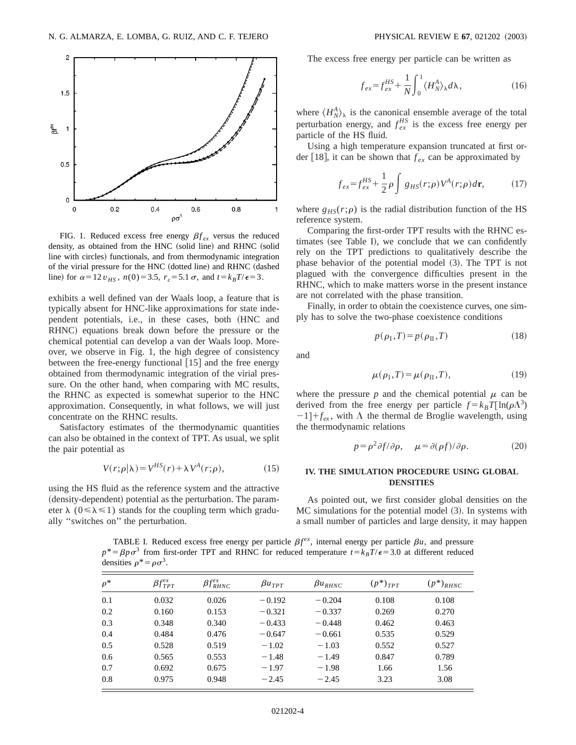FIG. 1. Reduced excess free energy $\beta f_{ex}$ versus the reduced density, as obtained from the HNC (solid line) and RHNC (solid line with circles) functionals, and from thermodynamic integration of the virial pressure for the HNC (dotted line) and RHNC (dashed line) for $\alpha = 12 v_{HS}$, $n(0) = 3.5$, $r_c = 5.1\,\sigma$, and $t = k_B T/\epsilon = 3$.

exhibits a well defined van der Waals loop, a feature that is typically absent for HNC-like approximations for state independent potentials, i.e., in these cases, both (HNC and RHNC) equations break down before the pressure or the chemical potential can develop a van der Waals loop. Moreover, we observe in Fig. 1, the high degree of consistency between the free-energy functional [15] and the free energy obtained from thermodynamic integration of the virial pressure. On the other hand, when comparing with MC results, the RHNC as expected is somewhat superior to the HNC approximation. Consequently, in what follows, we will just concentrate on the RHNC results.

Satisfactory estimates of the thermodynamic quantities can also be obtained in the context of TPT. As usual, we split the pair potential as

$$V(r;\rho|\lambda) = V^{HS}(r) + \lambda V^{A}(r;\rho), \tag{15}$$

using the HS fluid as the reference system and the attractive (density-dependent) potential as the perturbation. The parameter $\lambda$ ($0 \leqslant \lambda \leqslant 1$) stands for the coupling term which gradually "switches on" the perturbation.

The excess free energy per particle can be written as

$$f_{ex} = f_{ex}^{HS} + \frac{1}{N}\int_0^1 \langle H_N^A \rangle_\lambda d\lambda, \tag{16}$$

where $\langle H_N^A \rangle_\lambda$ is the canonical ensemble average of the total perturbation energy, and $f_{ex}^{HS}$ is the excess free energy per particle of the HS fluid.

Using a high temperature expansion truncated at first order [18], it can be shown that $f_{ex}$ can be approximated by

$$f_{ex} = f_{ex}^{HS} + \frac{1}{2}\rho \int g_{HS}(r;\rho) V^{A}(r;\rho) d\mathbf{r}, \tag{17}$$

where $g_{HS}(r;\rho)$ is the radial distribution function of the HS reference system.

Comparing the first-order TPT results with the RHNC estimates (see Table I), we conclude that we can confidently rely on the TPT predictions to qualitatively describe the phase behavior of the potential model (3). The TPT is not plagued with the convergence difficulties present in the RHNC, which to make matters worse in the present instance are not correlated with the phase transition.

Finally, in order to obtain the coexistence curves, one simply has to solve the two-phase coexistence conditions

$$p(\rho_{\mathrm{I}}, T) = p(\rho_{\mathrm{II}}, T) \tag{18}$$

and

$$\mu(\rho_{\mathrm{I}}, T) = \mu(\rho_{\mathrm{II}}, T), \tag{19}$$

where the pressure $p$ and the chemical potential $\mu$ can be derived from the free energy per particle $f = k_B T[\ln(\rho\Lambda^3) - 1] + f_{ex}$, with $\Lambda$ the thermal de Broglie wavelength, using the thermodynamic relations

$$p = \rho^2 \partial f/\partial\rho, \quad \mu = \partial(\rho f)/\partial\rho. \tag{20}$$

## IV. THE SIMULATION PROCEDURE USING GLOBAL DENSITIES

As pointed out, we first consider global densities on the MC simulations for the potential model (3). In systems with a small number of particles and large density, it may happen

TABLE I. Reduced excess free energy per particle $\beta f^{ex}$, internal energy per particle $\beta u$, and pressure $p^* = \beta p \sigma^3$ from first-order TPT and RHNC for reduced temperature $t = k_B T/\epsilon = 3.0$ at different reduced densities $\rho^* = \rho\sigma^3$.

| $\rho^*$ | $\beta f_{TPT}^{ex}$ | $\beta f_{RHNC}^{ex}$ | $\beta u_{TPT}$ | $\beta u_{RHNC}$ | $(p^*)_{TPT}$ | $(p^*)_{RHNC}$ |
|---|---|---|---|---|---|---|
| 0.1 | 0.032 | 0.026 | −0.192 | −0.204 | 0.108 | 0.108 |
| 0.2 | 0.160 | 0.153 | −0.321 | −0.337 | 0.269 | 0.270 |
| 0.3 | 0.348 | 0.340 | −0.433 | −0.448 | 0.462 | 0.463 |
| 0.4 | 0.484 | 0.476 | −0.647 | −0.661 | 0.535 | 0.529 |
| 0.5 | 0.528 | 0.519 | −1.02 | −1.03 | 0.552 | 0.527 |
| 0.6 | 0.565 | 0.553 | −1.48 | −1.49 | 0.847 | 0.789 |
| 0.7 | 0.692 | 0.675 | −1.97 | −1.98 | 1.66 | 1.56 |
| 0.8 | 0.975 | 0.948 | −2.45 | −2.45 | 3.23 | 3.08 |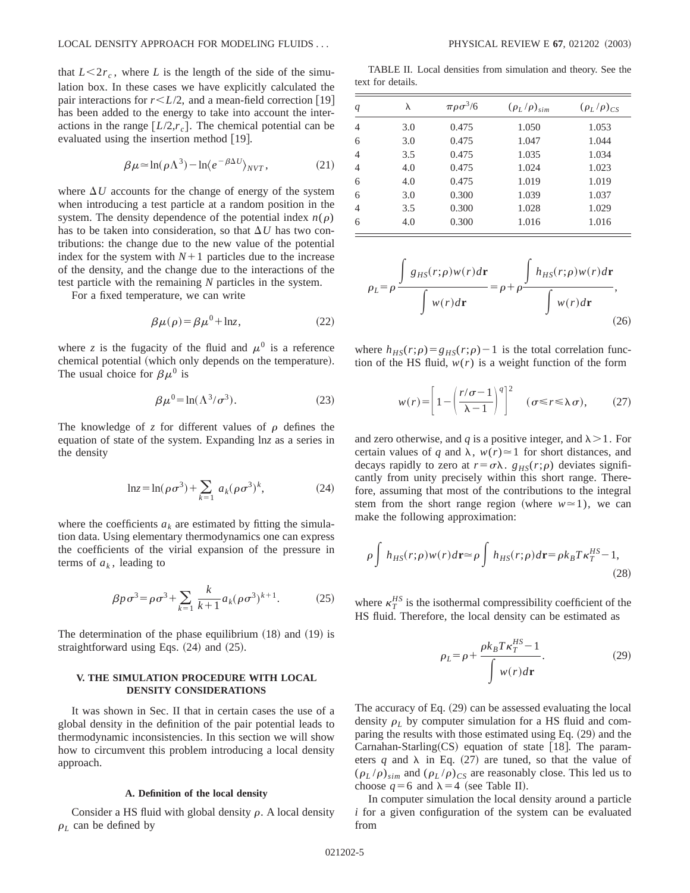that $L < 2r_c$, where $L$ is the length of the side of the simulation box. In these cases we have explicitly calculated the pair interactions for $r < L/2$, and a mean-field correction [19] has been added to the energy to take into account the interactions in the range $[L/2, r_c]$. The chemical potential can be evaluated using the insertion method [19].

$$\beta\mu \simeq \ln(\rho\Lambda^3) - \ln\langle e^{-\beta\Delta U}\rangle_{NVT}, \tag{21}$$

where $\Delta U$ accounts for the change of energy of the system when introducing a test particle at a random position in the system. The density dependence of the potential index $n(\rho)$ has to be taken into consideration, so that $\Delta U$ has two contributions: the change due to the new value of the potential index for the system with $N+1$ particles due to the increase of the density, and the change due to the interactions of the test particle with the remaining $N$ particles in the system.

For a fixed temperature, we can write

$$\beta\mu(\rho) = \beta\mu^0 + \ln z, \tag{22}$$

where $z$ is the fugacity of the fluid and $\mu^0$ is a reference chemical potential (which only depends on the temperature). The usual choice for $\beta\mu^0$ is

$$\beta\mu^0 = \ln(\Lambda^3/\sigma^3). \tag{23}$$

The knowledge of $z$ for different values of $\rho$ defines the equation of state of the system. Expanding $\ln z$ as a series in the density

$$\ln z = \ln(\rho\sigma^3) + \sum_{k=1} a_k(\rho\sigma^3)^k, \tag{24}$$

where the coefficients $a_k$ are estimated by fitting the simulation data. Using elementary thermodynamics one can express the coefficients of the virial expansion of the pressure in terms of $a_k$, leading to

$$\beta p\sigma^3 = \rho\sigma^3 + \sum_{k=1} \frac{k}{k+1} a_k(\rho\sigma^3)^{k+1}. \tag{25}$$

The determination of the phase equilibrium (18) and (19) is straightforward using Eqs. (24) and (25).

### V. THE SIMULATION PROCEDURE WITH LOCAL DENSITY CONSIDERATIONS

It was shown in Sec. II that in certain cases the use of a global density in the definition of the pair potential leads to thermodynamic inconsistencies. In this section we will show how to circumvent this problem introducing a local density approach.

#### A. Definition of the local density

Consider a HS fluid with global density $\rho$. A local density $\rho_L$ can be defined by

TABLE II. Local densities from simulation and theory. See the text for details.

| $q$ | $\lambda$ | $\pi\rho\sigma^3/6$ | $(\rho_L/\rho)_{sim}$ | $(\rho_L/\rho)_{CS}$ |
|---|---|---|---|---|
| 4 | 3.0 | 0.475 | 1.050 | 1.053 |
| 6 | 3.0 | 0.475 | 1.047 | 1.044 |
| 4 | 3.5 | 0.475 | 1.035 | 1.034 |
| 4 | 4.0 | 0.475 | 1.024 | 1.023 |
| 6 | 4.0 | 0.475 | 1.019 | 1.019 |
| 6 | 3.0 | 0.300 | 1.039 | 1.037 |
| 4 | 3.5 | 0.300 | 1.028 | 1.029 |
| 6 | 4.0 | 0.300 | 1.016 | 1.016 |

$$\rho_L = \rho\frac{\int g_{HS}(r;\rho)w(r)d\mathbf{r}}{\int w(r)d\mathbf{r}} = \rho + \rho\frac{\int h_{HS}(r;\rho)w(r)d\mathbf{r}}{\int w(r)d\mathbf{r}}, \tag{26}$$

where $h_{HS}(r;\rho) = g_{HS}(r;\rho) - 1$ is the total correlation function of the HS fluid, $w(r)$ is a weight function of the form

$$w(r) = \left[1 - \left(\frac{r/\sigma - 1}{\lambda - 1}\right)^q\right]^2 \quad (\sigma \leq r \leq \lambda\sigma), \tag{27}$$

and zero otherwise, and $q$ is a positive integer, and $\lambda > 1$. For certain values of $q$ and $\lambda$, $w(r) \simeq 1$ for short distances, and decays rapidly to zero at $r = \sigma\lambda$. $g_{HS}(r;\rho)$ deviates significantly from unity precisely within this short range. Therefore, assuming that most of the contributions to the integral stem from the short range region (where $w \simeq 1$), we can make the following approximation:

$$\rho\int h_{HS}(r;\rho)w(r)d\mathbf{r} \simeq \rho\int h_{HS}(r;\rho)d\mathbf{r} = \rho k_B T\kappa_T^{HS} - 1, \tag{28}$$

where $\kappa_T^{HS}$ is the isothermal compressibility coefficient of the HS fluid. Therefore, the local density can be estimated as

$$\rho_L = \rho + \frac{\rho k_B T\kappa_T^{HS} - 1}{\int w(r)d\mathbf{r}}. \tag{29}$$

The accuracy of Eq. (29) can be assessed evaluating the local density $\rho_L$ by computer simulation for a HS fluid and comparing the results with those estimated using Eq. (29) and the Carnahan-Starling(CS) equation of state [18]. The parameters $q$ and $\lambda$ in Eq. (27) are tuned, so that the value of $(\rho_L/\rho)_{sim}$ and $(\rho_L/\rho)_{CS}$ are reasonably close. This led us to choose $q=6$ and $\lambda=4$ (see Table II).

In computer simulation the local density around a particle $i$ for a given configuration of the system can be evaluated from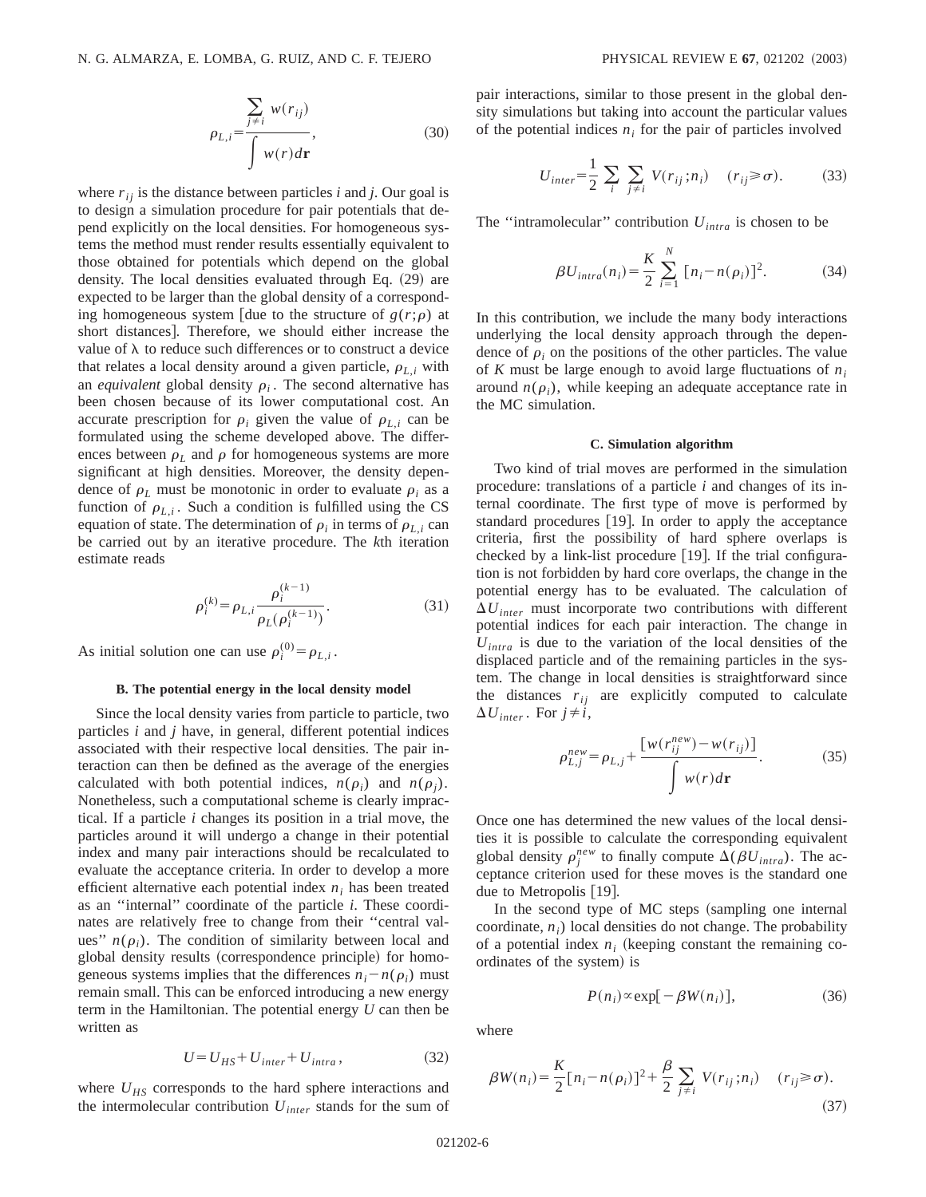$$\rho_{L,i}=\frac{\sum_{j\neq i} w(r_{ij})}{\int w(r)d\mathbf{r}}, \tag{30}$$

where $r_{ij}$ is the distance between particles $i$ and $j$. Our goal is to design a simulation procedure for pair potentials that depend explicitly on the local densities. For homogeneous systems the method must render results essentially equivalent to those obtained for potentials which depend on the global density. The local densities evaluated through Eq. (29) are expected to be larger than the global density of a corresponding homogeneous system [due to the structure of $g(r;\rho)$ at short distances]. Therefore, we should either increase the value of $\lambda$ to reduce such differences or to construct a device that relates a local density around a given particle, $\rho_{L,i}$ with an *equivalent* global density $\rho_i$. The second alternative has been chosen because of its lower computational cost. An accurate prescription for $\rho_i$ given the value of $\rho_{L,i}$ can be formulated using the scheme developed above. The differences between $\rho_L$ and $\rho$ for homogeneous systems are more significant at high densities. Moreover, the density dependence of $\rho_L$ must be monotonic in order to evaluate $\rho_i$ as a function of $\rho_{L,i}$. Such a condition is fulfilled using the CS equation of state. The determination of $\rho_i$ in terms of $\rho_{L,i}$ can be carried out by an iterative procedure. The $k$th iteration estimate reads

$$\rho_i^{(k)}=\rho_{L,i}\frac{\rho_i^{(k-1)}}{\rho_L(\rho_i^{(k-1)})}. \tag{31}$$

As initial solution one can use $\rho_i^{(0)}=\rho_{L,i}$.

### B. The potential energy in the local density model

Since the local density varies from particle to particle, two particles $i$ and $j$ have, in general, different potential indices associated with their respective local densities. The pair interaction can then be defined as the average of the energies calculated with both potential indices, $n(\rho_i)$ and $n(\rho_j)$. Nonetheless, such a computational scheme is clearly impractical. If a particle $i$ changes its position in a trial move, the particles around it will undergo a change in their potential index and many pair interactions should be recalculated to evaluate the acceptance criteria. In order to develop a more efficient alternative each potential index $n_i$ has been treated as an "internal" coordinate of the particle $i$. These coordinates are relatively free to change from their "central values" $n(\rho_i)$. The condition of similarity between local and global density results (correspondence principle) for homogeneous systems implies that the differences $n_i-n(\rho_i)$ must remain small. This can be enforced introducing a new energy term in the Hamiltonian. The potential energy $U$ can then be written as

$$U=U_{HS}+U_{inter}+U_{intra}, \tag{32}$$

where $U_{HS}$ corresponds to the hard sphere interactions and the intermolecular contribution $U_{inter}$ stands for the sum of pair interactions, similar to those present in the global density simulations but taking into account the particular values of the potential indices $n_i$ for the pair of particles involved

$$U_{inter}=\frac{1}{2}\sum_i\sum_{j\neq i}V(r_{ij};n_i)\quad(r_{ij}\geq\sigma). \tag{33}$$

The "intramolecular" contribution $U_{intra}$ is chosen to be

$$\beta U_{intra}(n_i)=\frac{K}{2}\sum_{i=1}^{N}[n_i-n(\rho_i)]^2. \tag{34}$$

In this contribution, we include the many body interactions underlying the local density approach through the dependence of $\rho_i$ on the positions of the other particles. The value of $K$ must be large enough to avoid large fluctuations of $n_i$ around $n(\rho_i)$, while keeping an adequate acceptance rate in the MC simulation.

### C. Simulation algorithm

Two kind of trial moves are performed in the simulation procedure: translations of a particle $i$ and changes of its internal coordinate. The first type of move is performed by standard procedures [19]. In order to apply the acceptance criteria, first the possibility of hard sphere overlaps is checked by a link-list procedure [19]. If the trial configuration is not forbidden by hard core overlaps, the change in the potential energy has to be evaluated. The calculation of $\Delta U_{inter}$ must incorporate two contributions with different potential indices for each pair interaction. The change in $U_{intra}$ is due to the variation of the local densities of the displaced particle and of the remaining particles in the system. The change in local densities is straightforward since the distances $r_{ij}$ are explicitly computed to calculate $\Delta U_{inter}$. For $j\neq i$,

$$\rho_{L,j}^{new}=\rho_{L,j}+\frac{[w(r_{ij}^{new})-w(r_{ij})]}{\int w(r)d\mathbf{r}}. \tag{35}$$

Once one has determined the new values of the local densities it is possible to calculate the corresponding equivalent global density $\rho_j^{new}$ to finally compute $\Delta(\beta U_{intra})$. The acceptance criterion used for these moves is the standard one due to Metropolis [19].

In the second type of MC steps (sampling one internal coordinate, $n_i$) local densities do not change. The probability of a potential index $n_i$ (keeping constant the remaining coordinates of the system) is

$$P(n_i)\propto\exp[-\beta W(n_i)], \tag{36}$$

where

$$\beta W(n_i)=\frac{K}{2}[n_i-n(\rho_i)]^2+\frac{\beta}{2}\sum_{j\neq i}V(r_{ij};n_i)\quad(r_{ij}\geq\sigma). \tag{37}$$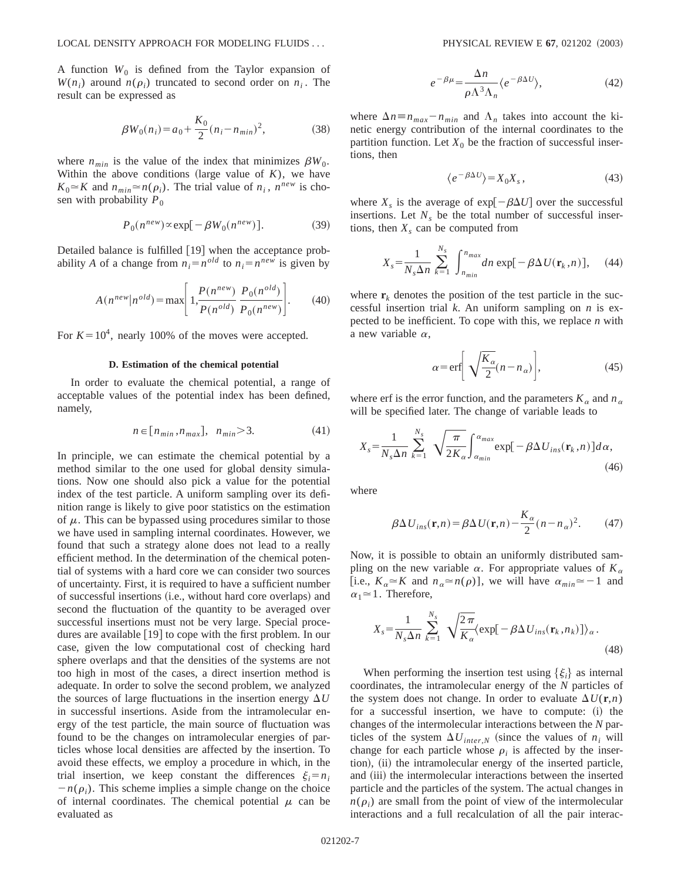A function $W_0$ is defined from the Taylor expansion of $W(n_i)$ around $n(\rho_i)$ truncated to second order on $n_i$. The result can be expressed as

$$\beta W_0(n_i) = a_0 + \frac{K_0}{2}(n_i - n_{min})^2, \tag{38}$$

where $n_{min}$ is the value of the index that minimizes $\beta W_0$. Within the above conditions (large value of $K$), we have $K_0 \simeq K$ and $n_{min} \simeq n(\rho_i)$. The trial value of $n_i$, $n^{new}$ is chosen with probability $P_0$

$$P_0(n^{new}) \propto \exp[-\beta W_0(n^{new})]. \tag{39}$$

Detailed balance is fulfilled [19] when the acceptance probability $A$ of a change from $n_i = n^{old}$ to $n_i = n^{new}$ is given by

$$A(n^{new}|n^{old}) = \max\left[1, \frac{P(n^{new})}{P(n^{old})} \frac{P_0(n^{old})}{P_0(n^{new})}\right]. \tag{40}$$

For $K = 10^4$, nearly 100% of the moves were accepted.

### D. Estimation of the chemical potential

In order to evaluate the chemical potential, a range of acceptable values of the potential index has been defined, namely,

$$n \in [n_{min}, n_{max}], \quad n_{min} > 3. \tag{41}$$

In principle, we can estimate the chemical potential by a method similar to the one used for global density simulations. Now one should also pick a value for the potential index of the test particle. A uniform sampling over its definition range is likely to give poor statistics on the estimation of $\mu$. This can be bypassed using procedures similar to those we have used in sampling internal coordinates. However, we found that such a strategy alone does not lead to a really efficient method. In the determination of the chemical potential of systems with a hard core we can consider two sources of uncertainty. First, it is required to have a sufficient number of successful insertions (i.e., without hard core overlaps) and second the fluctuation of the quantity to be averaged over successful insertions must not be very large. Special procedures are available [19] to cope with the first problem. In our case, given the low computational cost of checking hard sphere overlaps and that the densities of the systems are not too high in most of the cases, a direct insertion method is adequate. In order to solve the second problem, we analyzed the sources of large fluctuations in the insertion energy $\Delta U$ in successful insertions. Aside from the intramolecular energy of the test particle, the main source of fluctuation was found to be the changes on intramolecular energies of particles whose local densities are affected by the insertion. To avoid these effects, we employ a procedure in which, in the trial insertion, we keep constant the differences $\xi_i = n_i - n(\rho_i)$. This scheme implies a simple change on the choice of internal coordinates. The chemical potential $\mu$ can be evaluated as

$$e^{-\beta\mu} = \frac{\Delta n}{\rho \Lambda^3 \Lambda_n} \langle e^{-\beta \Delta U} \rangle, \tag{42}$$

where $\Delta n \equiv n_{max} - n_{min}$ and $\Lambda_n$ takes into account the kinetic energy contribution of the internal coordinates to the partition function. Let $X_0$ be the fraction of successful insertions, then

$$\langle e^{-\beta \Delta U} \rangle = X_0 X_s, \tag{43}$$

where $X_s$ is the average of $\exp[-\beta\Delta U]$ over the successful insertions. Let $N_s$ be the total number of successful insertions, then $X_s$ can be computed from

$$X_s = \frac{1}{N_s \Delta n} \sum_{k=1}^{N_s} \int_{n_{min}}^{n_{max}} dn \exp[-\beta \Delta U(\mathbf{r}_k, n)], \tag{44}$$

where $\mathbf{r}_k$ denotes the position of the test particle in the successful insertion trial $k$. An uniform sampling on $n$ is expected to be inefficient. To cope with this, we replace $n$ with a new variable $\alpha$,

$$\alpha = \mathrm{erf}\left[\sqrt{\frac{K_\alpha}{2}}(n - n_\alpha)\right], \tag{45}$$

where erf is the error function, and the parameters $K_\alpha$ and $n_\alpha$ will be specified later. The change of variable leads to

$$X_s = \frac{1}{N_s \Delta n} \sum_{k=1}^{N_s} \sqrt{\frac{\pi}{2K_\alpha}} \int_{\alpha_{min}}^{\alpha_{max}} \exp[-\beta \Delta U_{ins}(\mathbf{r}_k, n)] d\alpha, \tag{46}$$

where

$$\beta \Delta U_{ins}(\mathbf{r}, n) = \beta \Delta U(\mathbf{r}, n) - \frac{K_\alpha}{2}(n - n_\alpha)^2. \tag{47}$$

Now, it is possible to obtain an uniformly distributed sampling on the new variable $\alpha$. For appropriate values of $K_\alpha$ [i.e., $K_\alpha \simeq K$ and $n_\alpha \simeq n(\rho)$], we will have $\alpha_{min} \simeq -1$ and $\alpha_1 \simeq 1$. Therefore,

$$X_s = \frac{1}{N_s \Delta n} \sum_{k=1}^{N_s} \sqrt{\frac{2\pi}{K_\alpha}} \langle \exp[-\beta \Delta U_{ins}(\mathbf{r}_k, n_k)] \rangle_\alpha. \tag{48}$$

When performing the insertion test using $\{\xi_i\}$ as internal coordinates, the intramolecular energy of the $N$ particles of the system does not change. In order to evaluate $\Delta U(\mathbf{r}, n)$ for a successful insertion, we have to compute: (i) the changes of the intermolecular interactions between the $N$ particles of the system $\Delta U_{inter,N}$ (since the values of $n_i$ will change for each particle whose $\rho_i$ is affected by the insertion), (ii) the intramolecular energy of the inserted particle, and (iii) the intermolecular interactions between the inserted particle and the particles of the system. The actual changes in $n(\rho_i)$ are small from the point of view of the intermolecular interactions and a full recalculation of all the pair interac-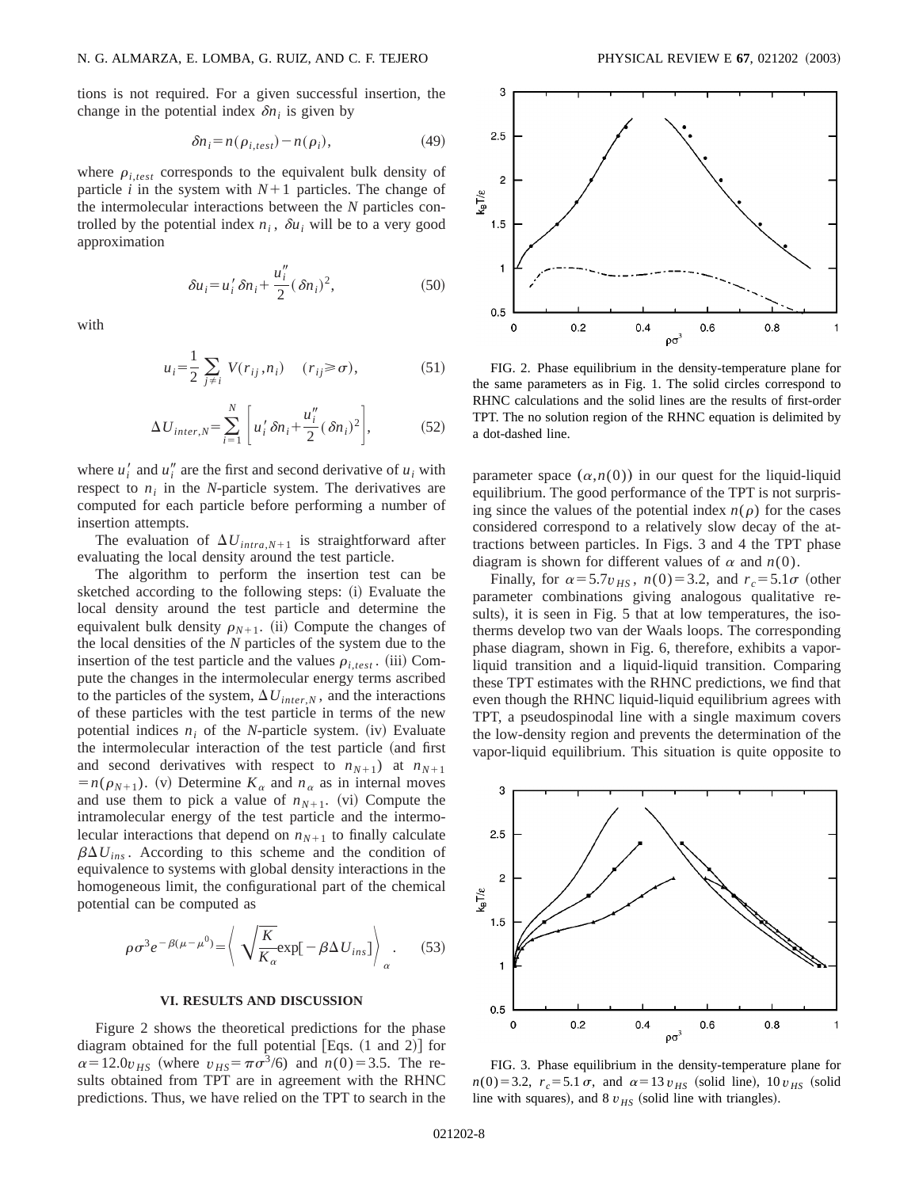tions is not required. For a given successful insertion, the change in the potential index $\delta n_i$ is given by

$$\delta n_i = n(\rho_{i,test}) - n(\rho_i), \tag{49}$$

where $\rho_{i,test}$ corresponds to the equivalent bulk density of particle $i$ in the system with $N+1$ particles. The change of the intermolecular interactions between the $N$ particles controlled by the potential index $n_i$, $\delta u_i$ will be to a very good approximation

$$\delta u_i = u_i' \delta n_i + \frac{u_i''}{2}(\delta n_i)^2, \tag{50}$$

with

$$u_i = \frac{1}{2}\sum_{j\neq i} V(r_{ij}, n_i) \quad (r_{ij} \geqslant \sigma), \tag{51}$$

$$\Delta U_{inter,N} = \sum_{i=1}^{N}\left[u_i' \delta n_i + \frac{u_i''}{2}(\delta n_i)^2\right], \tag{52}$$

where $u_i'$ and $u_i''$ are the first and second derivative of $u_i$ with respect to $n_i$ in the $N$-particle system. The derivatives are computed for each particle before performing a number of insertion attempts.

The evaluation of $\Delta U_{intra,N+1}$ is straightforward after evaluating the local density around the test particle.

The algorithm to perform the insertion test can be sketched according to the following steps: (i) Evaluate the local density around the test particle and determine the equivalent bulk density $\rho_{N+1}$. (ii) Compute the changes of the local densities of the $N$ particles of the system due to the insertion of the test particle and the values $\rho_{i,test}$. (iii) Compute the changes in the intermolecular energy terms ascribed to the particles of the system, $\Delta U_{inter,N}$, and the interactions of these particles with the test particle in terms of the new potential indices $n_i$ of the $N$-particle system. (iv) Evaluate the intermolecular interaction of the test particle (and first and second derivatives with respect to $n_{N+1}$) at $n_{N+1} = n(\rho_{N+1})$. (v) Determine $K_\alpha$ and $n_\alpha$ as in internal moves and use them to pick a value of $n_{N+1}$. (vi) Compute the intramolecular energy of the test particle and the intermolecular interactions that depend on $n_{N+1}$ to finally calculate $\beta\Delta U_{ins}$. According to this scheme and the condition of equivalence to systems with global density interactions in the homogeneous limit, the configurational part of the chemical potential can be computed as

$$\rho\sigma^3 e^{-\beta(\mu-\mu^0)} = \left\langle \sqrt{\frac{K}{K_\alpha}} \exp[-\beta\Delta U_{ins}] \right\rangle_\alpha. \tag{53}$$

## VI. RESULTS AND DISCUSSION

Figure 2 shows the theoretical predictions for the phase diagram obtained for the full potential [Eqs. (1 and 2)] for $\alpha = 12.0 v_{HS}$ (where $v_{HS} = \pi\sigma^3/6$) and $n(0) = 3.5$. The results obtained from TPT are in agreement with the RHNC predictions. Thus, we have relied on the TPT to search in the parameter space $(\alpha, n(0))$ in our quest for the liquid-liquid equilibrium. The good performance of the TPT is not surprising since the values of the potential index $n(\rho)$ for the cases considered correspond to a relatively slow decay of the attractions between particles. In Figs. 3 and 4 the TPT phase diagram is shown for different values of $\alpha$ and $n(0)$.

Finally, for $\alpha = 5.7 v_{HS}$, $n(0) = 3.2$, and $r_c = 5.1\sigma$ (other parameter combinations giving analogous qualitative results), it is seen in Fig. 5 that at low temperatures, the isotherms develop two van der Waals loops. The corresponding phase diagram, shown in Fig. 6, therefore, exhibits a vapor-liquid transition and a liquid-liquid transition. Comparing these TPT estimates with the RHNC predictions, we find that even though the RHNC liquid-liquid equilibrium agrees with TPT, a pseudospinodal line with a single maximum covers the low-density region and prevents the determination of the vapor-liquid equilibrium. This situation is quite opposite to

FIG. 2. Phase equilibrium in the density-temperature plane for the same parameters as in Fig. 1. The solid circles correspond to RHNC calculations and the solid lines are the results of first-order TPT. The no solution region of the RHNC equation is delimited by a dot-dashed line.

FIG. 3. Phase equilibrium in the density-temperature plane for $n(0) = 3.2$, $r_c = 5.1\sigma$, and $\alpha = 13 v_{HS}$ (solid line), $10 v_{HS}$ (solid line with squares), and $8 v_{HS}$ (solid line with triangles).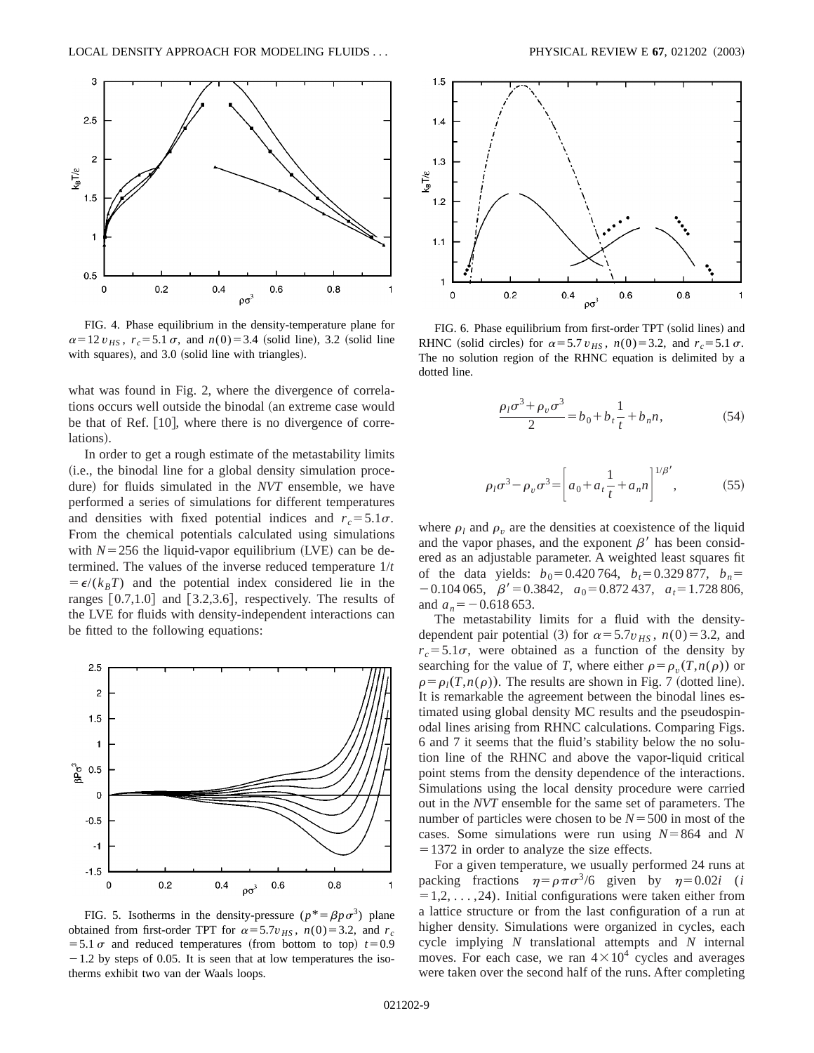FIG. 4. Phase equilibrium in the density-temperature plane for $\alpha = 12\,v_{HS}$, $r_c = 5.1\,\sigma$, and $n(0) = 3.4$ (solid line), 3.2 (solid line with squares), and 3.0 (solid line with triangles).

what was found in Fig. 2, where the divergence of correlations occurs well outside the binodal (an extreme case would be that of Ref. [10], where there is no divergence of correlations).

In order to get a rough estimate of the metastability limits (i.e., the binodal line for a global density simulation procedure) for fluids simulated in the *NVT* ensemble, we have performed a series of simulations for different temperatures and densities with fixed potential indices and $r_c = 5.1\sigma$. From the chemical potentials calculated using simulations with $N = 256$ the liquid-vapor equilibrium (LVE) can be determined. The values of the inverse reduced temperature $1/t = \epsilon/(k_B T)$ and the potential index considered lie in the ranges [0.7,1.0] and [3.2,3.6], respectively. The results of the LVE for fluids with density-independent interactions can be fitted to the following equations:

FIG. 5. Isotherms in the density-pressure ($p^* = \beta p \sigma^3$) plane obtained from first-order TPT for $\alpha = 5.7 v_{HS}$, $n(0) = 3.2$, and $r_c = 5.1\,\sigma$ and reduced temperatures (from bottom to top) $t = 0.9 - 1.2$ by steps of 0.05. It is seen that at low temperatures the isotherms exhibit two van der Waals loops.

FIG. 6. Phase equilibrium from first-order TPT (solid lines) and RHNC (solid circles) for $\alpha = 5.7\,v_{HS}$, $n(0) = 3.2$, and $r_c = 5.1\,\sigma$. The no solution region of the RHNC equation is delimited by a dotted line.

$$\frac{\rho_l \sigma^3 + \rho_v \sigma^3}{2} = b_0 + b_t \frac{1}{t} + b_n n, \tag{54}$$

$$\rho_l \sigma^3 - \rho_v \sigma^3 = \left[ a_0 + a_t \frac{1}{t} + a_n n \right]^{1/\beta'}, \tag{55}$$

where $\rho_l$ and $\rho_v$ are the densities at coexistence of the liquid and the vapor phases, and the exponent $\beta'$ has been considered as an adjustable parameter. A weighted least squares fit of the data yields: $b_0 = 0.420\,764$, $b_t = 0.329\,877$, $b_n = -0.104\,065$, $\beta' = 0.3842$, $a_0 = 0.872\,437$, $a_t = 1.728\,806$, and $a_n = -0.618\,653$.

The metastability limits for a fluid with the density-dependent pair potential (3) for $\alpha = 5.7 v_{HS}$, $n(0) = 3.2$, and $r_c = 5.1\sigma$, were obtained as a function of the density by searching for the value of $T$, where either $\rho = \rho_v(T, n(\rho))$ or $\rho = \rho_l(T, n(\rho))$. The results are shown in Fig. 7 (dotted line). It is remarkable the agreement between the binodal lines estimated using global density MC results and the pseudospinodal lines arising from RHNC calculations. Comparing Figs. 6 and 7 it seems that the fluid's stability below the no solution line of the RHNC and above the vapor-liquid critical point stems from the density dependence of the interactions. Simulations using the local density procedure were carried out in the *NVT* ensemble for the same set of parameters. The number of particles were chosen to be $N = 500$ in most of the cases. Some simulations were run using $N = 864$ and $N = 1372$ in order to analyze the size effects.

For a given temperature, we usually performed 24 runs at packing fractions $\eta = \rho \pi \sigma^3/6$ given by $\eta = 0.02i$ ($i = 1, 2, \ldots, 24$). Initial configurations were taken either from a lattice structure or from the last configuration of a run at higher density. Simulations were organized in cycles, each cycle implying $N$ translational attempts and $N$ internal moves. For each case, we ran $4 \times 10^4$ cycles and averages were taken over the second half of the runs. After completing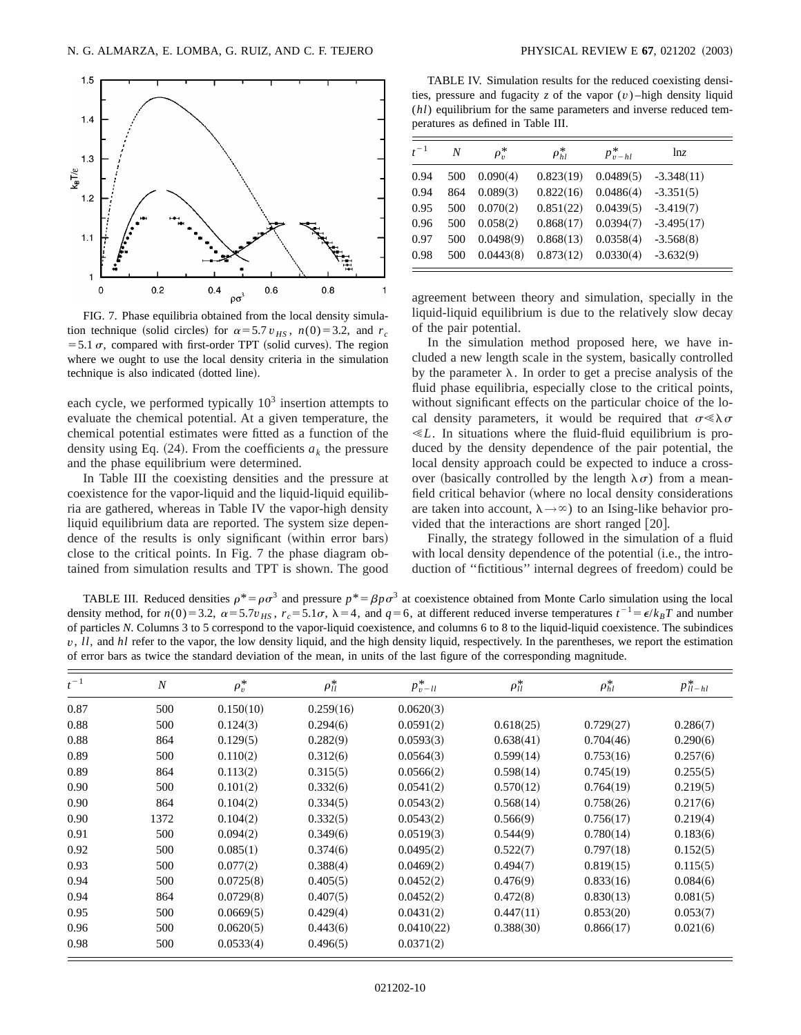FIG. 7. Phase equilibria obtained from the local density simulation technique (solid circles) for $\alpha=5.7\,v_{HS}$, $n(0)=3.2$, and $r_c=5.1\,\sigma$, compared with first-order TPT (solid curves). The region where we ought to use the local density criteria in the simulation technique is also indicated (dotted line).

each cycle, we performed typically $10^3$ insertion attempts to evaluate the chemical potential. At a given temperature, the chemical potential estimates were fitted as a function of the density using Eq. (24). From the coefficients $a_k$ the pressure and the phase equilibrium were determined.

In Table III the coexisting densities and the pressure at coexistence for the vapor-liquid and the liquid-liquid equilibria are gathered, whereas in Table IV the vapor-high density liquid equilibrium data are reported. The system size dependence of the results is only significant (within error bars) close to the critical points. In Fig. 7 the phase diagram obtained from simulation results and TPT is shown. The good agreement between theory and simulation, specially in the liquid-liquid equilibrium is due to the relatively slow decay of the pair potential.

TABLE IV. Simulation results for the reduced coexisting densities, pressure and fugacity $z$ of the vapor $(v)$–high density liquid $(hl)$ equilibrium for the same parameters and inverse reduced temperatures as defined in Table III.

| $t^{-1}$ | $N$ | $\rho_v^*$ | $\rho_{hl}^*$ | $p_{v-hl}^*$ | ln$z$ |
|---|---|---|---|---|---|
| 0.94 | 500 | 0.090(4) | 0.823(19) | 0.0489(5) | -3.348(11) |
| 0.94 | 864 | 0.089(3) | 0.822(16) | 0.0486(4) | -3.351(5) |
| 0.95 | 500 | 0.070(2) | 0.851(22) | 0.0439(5) | -3.419(7) |
| 0.96 | 500 | 0.058(2) | 0.868(17) | 0.0394(7) | -3.495(17) |
| 0.97 | 500 | 0.0498(9) | 0.868(13) | 0.0358(4) | -3.568(8) |
| 0.98 | 500 | 0.0443(8) | 0.873(12) | 0.0330(4) | -3.632(9) |

In the simulation method proposed here, we have included a new length scale in the system, basically controlled by the parameter $\lambda$. In order to get a precise analysis of the fluid phase equilibria, especially close to the critical points, without significant effects on the particular choice of the local density parameters, it would be required that $\sigma \ll \lambda\sigma \ll L$. In situations where the fluid-fluid equilibrium is produced by the density dependence of the pair potential, the local density approach could be expected to induce a crossover (basically controlled by the length $\lambda\sigma$) from a mean-field critical behavior (where no local density considerations are taken into account, $\lambda \rightarrow \infty$) to an Ising-like behavior provided that the interactions are short ranged [20].

Finally, the strategy followed in the simulation of a fluid with local density dependence of the potential (i.e., the introduction of "fictitious" internal degrees of freedom) could be

TABLE III. Reduced densities $\rho^*=\rho\sigma^3$ and pressure $p^*=\beta p\sigma^3$ at coexistence obtained from Monte Carlo simulation using the local density method, for $n(0)=3.2$, $\alpha=5.7v_{HS}$, $r_c=5.1\sigma$, $\lambda=4$, and $q=6$, at different reduced inverse temperatures $t^{-1}=\epsilon/k_BT$ and number of particles $N$. Columns 3 to 5 correspond to the vapor-liquid coexistence, and columns 6 to 8 to the liquid-liquid coexistence. The subindices $v$, $ll$, and $hl$ refer to the vapor, the low density liquid, and the high density liquid, respectively. In the parentheses, we report the estimation of error bars as twice the standard deviation of the mean, in units of the last figure of the corresponding magnitude.

| $t^{-1}$ | $N$ | $\rho_v^*$ | $\rho_{ll}^*$ | $p_{v-ll}^*$ | $\rho_{ll}^*$ | $\rho_{hl}^*$ | $p_{ll-hl}^*$ |
|---|---|---|---|---|---|---|---|
| 0.87 | 500 | 0.150(10) | 0.259(16) | 0.0620(3) | | | |
| 0.88 | 500 | 0.124(3) | 0.294(6) | 0.0591(2) | 0.618(25) | 0.729(27) | 0.286(7) |
| 0.88 | 864 | 0.129(5) | 0.282(9) | 0.0593(3) | 0.638(41) | 0.704(46) | 0.290(6) |
| 0.89 | 500 | 0.110(2) | 0.312(6) | 0.0564(3) | 0.599(14) | 0.753(16) | 0.257(6) |
| 0.89 | 864 | 0.113(2) | 0.315(5) | 0.0566(2) | 0.598(14) | 0.745(19) | 0.255(5) |
| 0.90 | 500 | 0.101(2) | 0.332(6) | 0.0541(2) | 0.570(12) | 0.764(19) | 0.219(5) |
| 0.90 | 864 | 0.104(2) | 0.334(5) | 0.0543(2) | 0.568(14) | 0.758(26) | 0.217(6) |
| 0.90 | 1372 | 0.104(2) | 0.332(5) | 0.0543(2) | 0.566(9) | 0.756(17) | 0.219(4) |
| 0.91 | 500 | 0.094(2) | 0.349(6) | 0.0519(3) | 0.544(9) | 0.780(14) | 0.183(6) |
| 0.92 | 500 | 0.085(1) | 0.374(6) | 0.0495(2) | 0.522(7) | 0.797(18) | 0.152(5) |
| 0.93 | 500 | 0.077(2) | 0.388(4) | 0.0469(2) | 0.494(7) | 0.819(15) | 0.115(5) |
| 0.94 | 500 | 0.0725(8) | 0.405(5) | 0.0452(2) | 0.476(9) | 0.833(16) | 0.084(6) |
| 0.94 | 864 | 0.0729(8) | 0.407(5) | 0.0452(2) | 0.472(8) | 0.830(13) | 0.081(5) |
| 0.95 | 500 | 0.0669(5) | 0.429(4) | 0.0431(2) | 0.447(11) | 0.853(20) | 0.053(7) |
| 0.96 | 500 | 0.0620(5) | 0.443(6) | 0.0410(22) | 0.388(30) | 0.866(17) | 0.021(6) |
| 0.98 | 500 | 0.0533(4) | 0.496(5) | 0.0371(2) | | | |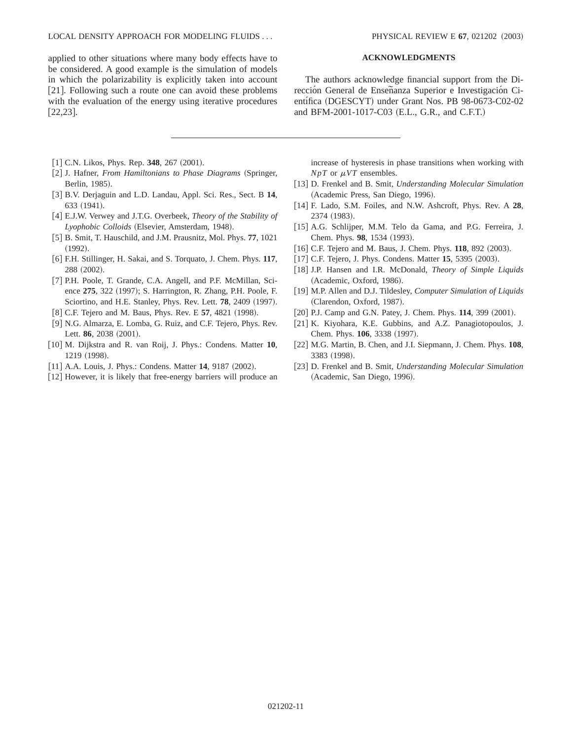applied to other situations where many body effects have to be considered. A good example is the simulation of models in which the polarizability is explicitly taken into account [21]. Following such a route one can avoid these problems with the evaluation of the energy using iterative procedures [22,23].

## ACKNOWLEDGMENTS

The authors acknowledge financial support from the Dirección General de Enseñanza Superior e Investigación Científica (DGESCYT) under Grant Nos. PB 98-0673-C02-02 and BFM-2001-1017-C03 (E.L., G.R., and C.F.T.)

---

[1] C.N. Likos, Phys. Rep. **348**, 267 (2001).

[2] J. Hafner, *From Hamiltonians to Phase Diagrams* (Springer, Berlin, 1985).

[3] B.V. Derjaguin and L.D. Landau, Appl. Sci. Res., Sect. B **14**, 633 (1941).

[4] E.J.W. Verwey and J.T.G. Overbeek, *Theory of the Stability of Lyophobic Colloids* (Elsevier, Amsterdam, 1948).

[5] B. Smit, T. Hauschild, and J.M. Prausnitz, Mol. Phys. **77**, 1021 (1992).

[6] F.H. Stillinger, H. Sakai, and S. Torquato, J. Chem. Phys. **117**, 288 (2002).

[7] P.H. Poole, T. Grande, C.A. Angell, and P.F. McMillan, Science **275**, 322 (1997); S. Harrington, R. Zhang, P.H. Poole, F. Sciortino, and H.E. Stanley, Phys. Rev. Lett. **78**, 2409 (1997).

[8] C.F. Tejero and M. Baus, Phys. Rev. E **57**, 4821 (1998).

[9] N.G. Almarza, E. Lomba, G. Ruiz, and C.F. Tejero, Phys. Rev. Lett. **86**, 2038 (2001).

[10] M. Dijkstra and R. van Roij, J. Phys.: Condens. Matter **10**, 1219 (1998).

[11] A.A. Louis, J. Phys.: Condens. Matter **14**, 9187 (2002).

[12] However, it is likely that free-energy barriers will produce an increase of hysteresis in phase transitions when working with $NpT$ or $\mu VT$ ensembles.

[13] D. Frenkel and B. Smit, *Understanding Molecular Simulation* (Academic Press, San Diego, 1996).

[14] F. Lado, S.M. Foiles, and N.W. Ashcroft, Phys. Rev. A **28**, 2374 (1983).

[15] A.G. Schlijper, M.M. Telo da Gama, and P.G. Ferreira, J. Chem. Phys. **98**, 1534 (1993).

[16] C.F. Tejero and M. Baus, J. Chem. Phys. **118**, 892 (2003).

[17] C.F. Tejero, J. Phys. Condens. Matter **15**, 5395 (2003).

[18] J.P. Hansen and I.R. McDonald, *Theory of Simple Liquids* (Academic, Oxford, 1986).

[19] M.P. Allen and D.J. Tildesley, *Computer Simulation of Liquids* (Clarendon, Oxford, 1987).

[20] P.J. Camp and G.N. Patey, J. Chem. Phys. **114**, 399 (2001).

[21] K. Kiyohara, K.E. Gubbins, and A.Z. Panagiotopoulos, J. Chem. Phys. **106**, 3338 (1997).

[22] M.G. Martin, B. Chen, and J.I. Siepmann, J. Chem. Phys. **108**, 3383 (1998).

[23] D. Frenkel and B. Smit, *Understanding Molecular Simulation* (Academic, San Diego, 1996).